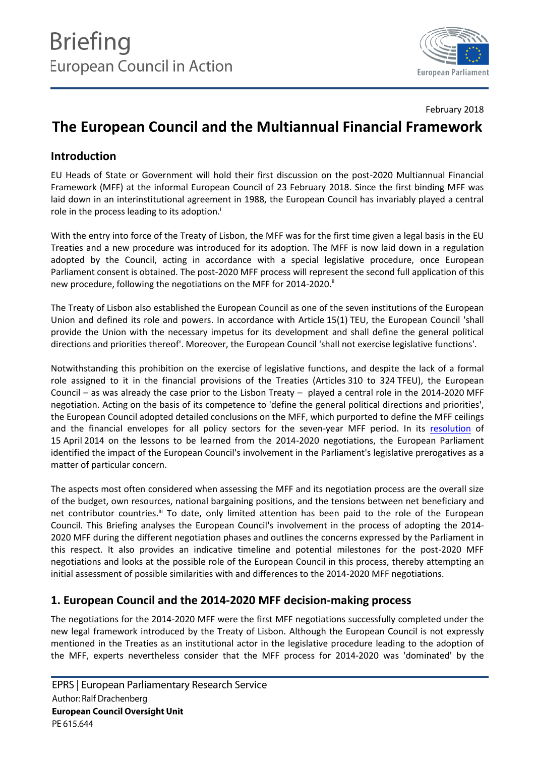# Briefing

European Council in Action

February 2018

## The European Council and the Multiannual Financial Framework

### Introduction

EU Heads of State or Government will hold their first discussion on the post-2020 Multiannual Financial Framework (MFF) at the informal European Council of 23 February 2018. Since the first binding MFF was laid down in an interinstitutional agreement in 1988, the European Council has invariably played a central role in the process leading to its adoption.[i]

With the entry into force of the Treaty of Lisbon, the MFF was for the first time given a legal basis in the EU Treaties and a new procedure was introduced for its adoption. The MFF is now laid down in a regulation adopted by the Council, acting in accordance with a special legislative procedure, once European Parliament consent is obtained. The post-2020 MFF process will represent the second full application of this new procedure, following the negotiations on the MFF for 2014-2020.[ii]

The Treaty of Lisbon also established the European Council as one of the seven institutions of the European Union and defined its role and powers. In accordance with Article 15(1) TEU, the European Council 'shall provide the Union with the necessary impetus for its development and shall define the general political directions and priorities thereof'. Moreover, the European Council 'shall not exercise legislative functions'.

Notwithstanding this prohibition on the exercise of legislative functions, and despite the lack of a formal role assigned to it in the financial provisions of the Treaties (Articles 310 to 324 TFEU), the European Council – as was already the case prior to the Lisbon Treaty – played a central role in the 2014-2020 MFF negotiation. Acting on the basis of its competence to 'define the general political directions and priorities', the European Council adopted detailed conclusions on the MFF, which purported to define the MFF ceilings and the financial envelopes for all policy sectors for the seven-year MFF period. In its resolution of 15 April 2014 on the lessons to be learned from the 2014-2020 negotiations, the European Parliament identified the impact of the European Council's involvement in the Parliament's legislative prerogatives as a matter of particular concern.

The aspects most often considered when assessing the MFF and its negotiation process are the overall size of the budget, own resources, national bargaining positions, and the tensions between net beneficiary and net contributor countries.[iii] To date, only limited attention has been paid to the role of the European Council. This Briefing analyses the European Council's involvement in the process of adopting the 2014-2020 MFF during the different negotiation phases and outlines the concerns expressed by the Parliament in this respect. It also provides an indicative timeline and potential milestones for the post-2020 MFF negotiations and looks at the possible role of the European Council in this process, thereby attempting an initial assessment of possible similarities with and differences to the 2014-2020 MFF negotiations.

### 1. European Council and the 2014-2020 MFF decision-making process

The negotiations for the 2014-2020 MFF were the first MFF negotiations successfully completed under the new legal framework introduced by the Treaty of Lisbon. Although the European Council is not expressly mentioned in the Treaties as an institutional actor in the legislative procedure leading to the adoption of the MFF, experts nevertheless consider that the MFF process for 2014-2020 was 'dominated' by the

EPRS | European Parliamentary Research Service

Author: Ralf Drachenberg

**European Council Oversight Unit**

PE 615.644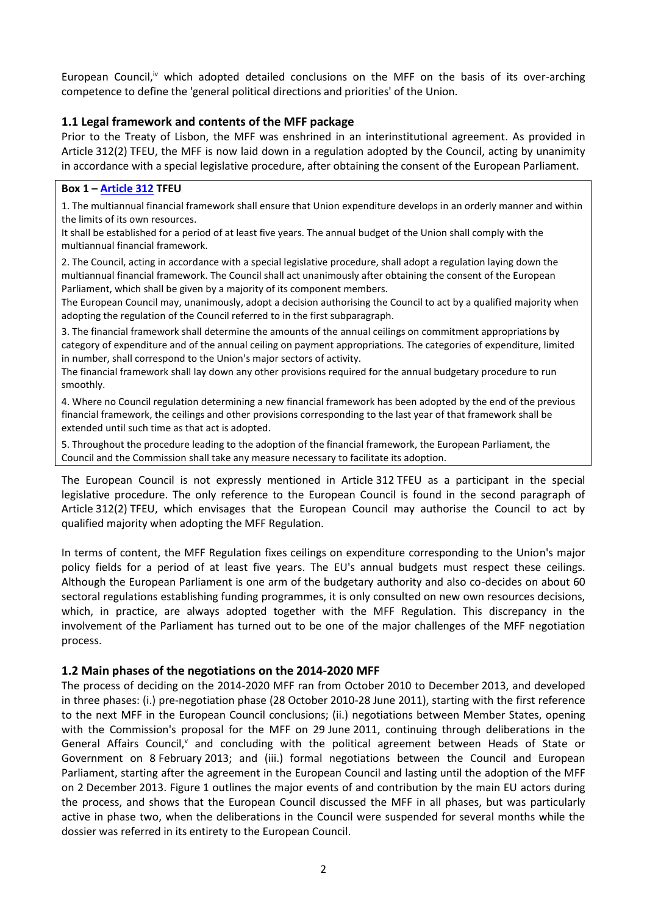European Council,[iv] which adopted detailed conclusions on the MFF on the basis of its over-arching competence to define the 'general political directions and priorities' of the Union.

### 1.1 Legal framework and contents of the MFF package

Prior to the Treaty of Lisbon, the MFF was enshrined in an interinstitutional agreement. As provided in Article 312(2) TFEU, the MFF is now laid down in a regulation adopted by the Council, acting by unanimity in accordance with a special legislative procedure, after obtaining the consent of the European Parliament.

> **Box 1 – Article 312 TFEU**
>
> 1. The multiannual financial framework shall ensure that Union expenditure develops in an orderly manner and within the limits of its own resources.
>
> It shall be established for a period of at least five years. The annual budget of the Union shall comply with the multiannual financial framework.
>
> 2. The Council, acting in accordance with a special legislative procedure, shall adopt a regulation laying down the multiannual financial framework. The Council shall act unanimously after obtaining the consent of the European Parliament, which shall be given by a majority of its component members.
>
> The European Council may, unanimously, adopt a decision authorising the Council to act by a qualified majority when adopting the regulation of the Council referred to in the first subparagraph.
>
> 3. The financial framework shall determine the amounts of the annual ceilings on commitment appropriations by category of expenditure and of the annual ceiling on payment appropriations. The categories of expenditure, limited in number, shall correspond to the Union's major sectors of activity.
>
> The financial framework shall lay down any other provisions required for the annual budgetary procedure to run smoothly.
>
> 4. Where no Council regulation determining a new financial framework has been adopted by the end of the previous financial framework, the ceilings and other provisions corresponding to the last year of that framework shall be extended until such time as that act is adopted.
>
> 5. Throughout the procedure leading to the adoption of the financial framework, the European Parliament, the Council and the Commission shall take any measure necessary to facilitate its adoption.

The European Council is not expressly mentioned in Article 312 TFEU as a participant in the special legislative procedure. The only reference to the European Council is found in the second paragraph of Article 312(2) TFEU, which envisages that the European Council may authorise the Council to act by qualified majority when adopting the MFF Regulation.

In terms of content, the MFF Regulation fixes ceilings on expenditure corresponding to the Union's major policy fields for a period of at least five years. The EU's annual budgets must respect these ceilings. Although the European Parliament is one arm of the budgetary authority and also co-decides on about 60 sectoral regulations establishing funding programmes, it is only consulted on new own resources decisions, which, in practice, are always adopted together with the MFF Regulation. This discrepancy in the involvement of the Parliament has turned out to be one of the major challenges of the MFF negotiation process.

### 1.2 Main phases of the negotiations on the 2014-2020 MFF

The process of deciding on the 2014-2020 MFF ran from October 2010 to December 2013, and developed in three phases: (i.) pre-negotiation phase (28 October 2010-28 June 2011), starting with the first reference to the next MFF in the European Council conclusions; (ii.) negotiations between Member States, opening with the Commission's proposal for the MFF on 29 June 2011, continuing through deliberations in the General Affairs Council,[v] and concluding with the political agreement between Heads of State or Government on 8 February 2013; and (iii.) formal negotiations between the Council and European Parliament, starting after the agreement in the European Council and lasting until the adoption of the MFF on 2 December 2013. Figure 1 outlines the major events of and contribution by the main EU actors during the process, and shows that the European Council discussed the MFF in all phases, but was particularly active in phase two, when the deliberations in the Council were suspended for several months while the dossier was referred in its entirety to the European Council.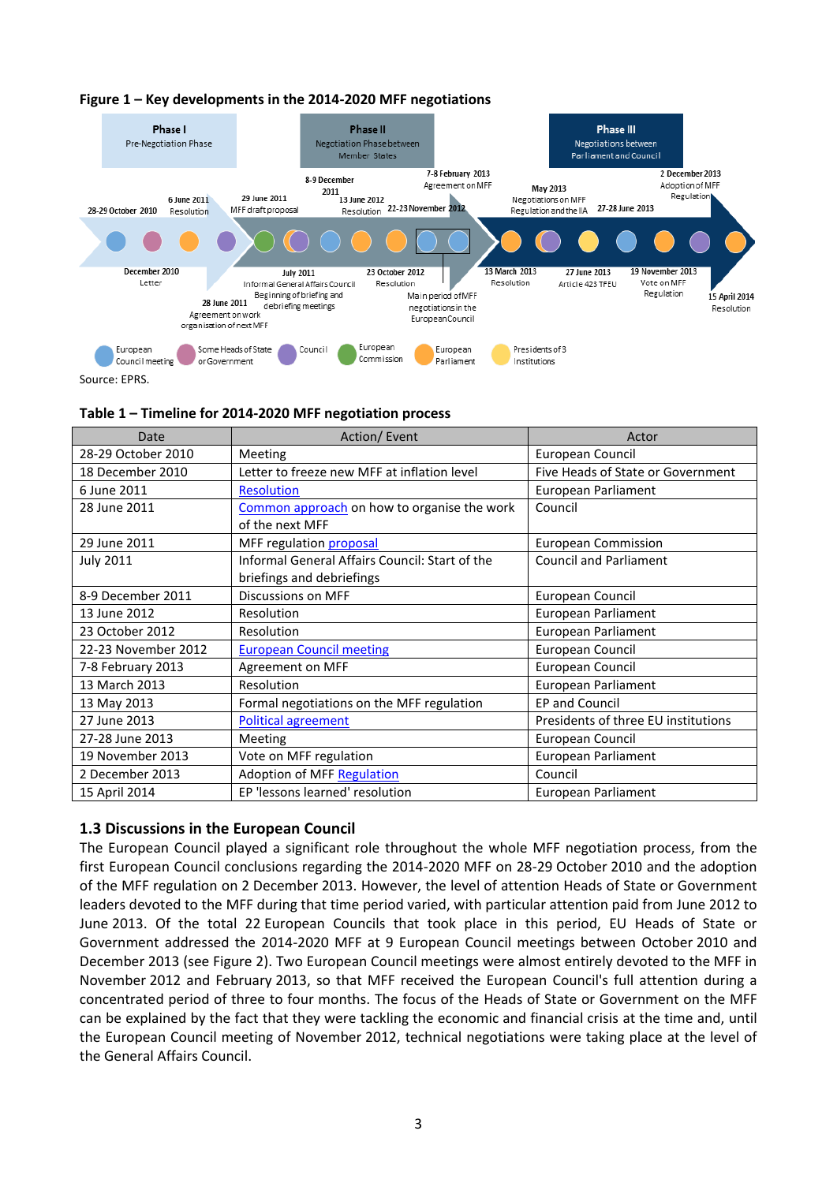**Figure 1 – Key developments in the 2014-2020 MFF negotiations**

Phase I
Pre-Negotiation Phase

Phase II
Negotiation Phase between Member States

Phase III
Negotiations between Parliament and Council

28-29 October 2010 · December 2010 Letter · 6 June 2011 Resolution · 28 June 2011 Agreement on work organisation of next MFF · 29 June 2011 MFF draft proposal · July 2011 Informal General Affairs Council Beginning of briefing and debriefing meetings · 8-9 December 2011 · 13 June 2012 Resolution · 23 October 2012 Resolution · 22-23 November 2012 · Main period of MFF negotiations in the European Council · 7-8 February 2013 Agreement on MFF · 13 March 2013 Resolution · May 2013 Negotiations on MFF Regulation and the IIA · 27 June 2013 Article 423 TFEU · 27-28 June 2013 · 19 November 2013 Vote on MFF Regulation · 2 December 2013 Adoption of MFF Regulation · 15 April 2014 Resolution

European Council meeting · Some Heads of State or Government · Council · European Commission · European Parliament · Presidents of 3 Institutions

Source: EPRS.

**Table 1 – Timeline for 2014-2020 MFF negotiation process**

| Date | Action/ Event | Actor |
|---|---|---|
| 28-29 October 2010 | Meeting | European Council |
| 18 December 2010 | Letter to freeze new MFF at inflation level | Five Heads of State or Government |
| 6 June 2011 | Resolution | European Parliament |
| 28 June 2011 | Common approach on how to organise the work of the next MFF | Council |
| 29 June 2011 | MFF regulation proposal | European Commission |
| July 2011 | Informal General Affairs Council: Start of the briefings and debriefings | Council and Parliament |
| 8-9 December 2011 | Discussions on MFF | European Council |
| 13 June 2012 | Resolution | European Parliament |
| 23 October 2012 | Resolution | European Parliament |
| 22-23 November 2012 | European Council meeting | European Council |
| 7-8 February 2013 | Agreement on MFF | European Council |
| 13 March 2013 | Resolution | European Parliament |
| 13 May 2013 | Formal negotiations on the MFF regulation | EP and Council |
| 27 June 2013 | Political agreement | Presidents of three EU institutions |
| 27-28 June 2013 | Meeting | European Council |
| 19 November 2013 | Vote on MFF regulation | European Parliament |
| 2 December 2013 | Adoption of MFF Regulation | Council |
| 15 April 2014 | EP 'lessons learned' resolution | European Parliament |

### 1.3 Discussions in the European Council

The European Council played a significant role throughout the whole MFF negotiation process, from the first European Council conclusions regarding the 2014-2020 MFF on 28-29 October 2010 and the adoption of the MFF regulation on 2 December 2013. However, the level of attention Heads of State or Government leaders devoted to the MFF during that time period varied, with particular attention paid from June 2012 to June 2013. Of the total 22 European Councils that took place in this period, EU Heads of State or Government addressed the 2014-2020 MFF at 9 European Council meetings between October 2010 and December 2013 (see Figure 2). Two European Council meetings were almost entirely devoted to the MFF in November 2012 and February 2013, so that MFF received the European Council's full attention during a concentrated period of three to four months. The focus of the Heads of State or Government on the MFF can be explained by the fact that they were tackling the economic and financial crisis at the time and, until the European Council meeting of November 2012, technical negotiations were taking place at the level of the General Affairs Council.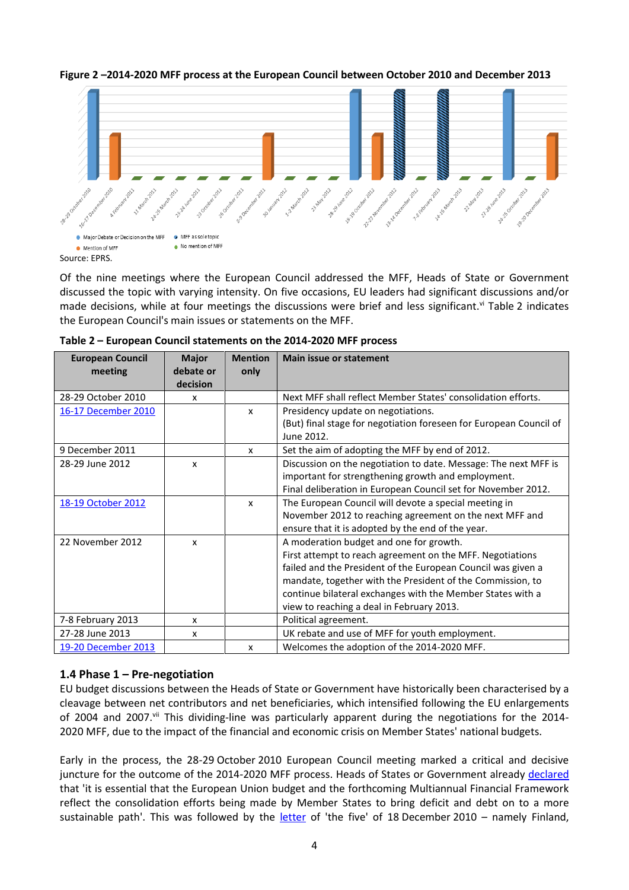**Figure 2 –2014-2020 MFF process at the European Council between October 2010 and December 2013**

Source: EPRS.

Of the nine meetings where the European Council addressed the MFF, Heads of State or Government discussed the topic with varying intensity. On five occasions, EU leaders had significant discussions and/or made decisions, while at four meetings the discussions were brief and less significant.[vi] Table 2 indicates the European Council's main issues or statements on the MFF.

**Table 2 – European Council statements on the 2014-2020 MFF process**

| European Council meeting | Major debate or decision | Mention only | Main issue or statement |
|---|---|---|---|
| 28-29 October 2010 | x | | Next MFF shall reflect Member States' consolidation efforts. |
| 16-17 December 2010 | | x | Presidency update on negotiations. (But) final stage for negotiation foreseen for European Council of June 2012. |
| 9 December 2011 | | x | Set the aim of adopting the MFF by end of 2012. |
| 28-29 June 2012 | x | | Discussion on the negotiation to date. Message: The next MFF is important for strengthening growth and employment. Final deliberation in European Council set for November 2012. |
| 18-19 October 2012 | | x | The European Council will devote a special meeting in November 2012 to reaching agreement on the next MFF and ensure that it is adopted by the end of the year. |
| 22 November 2012 | x | | A moderation budget and one for growth. First attempt to reach agreement on the MFF. Negotiations failed and the President of the European Council was given a mandate, together with the President of the Commission, to continue bilateral exchanges with the Member States with a view to reaching a deal in February 2013. |
| 7-8 February 2013 | x | | Political agreement. |
| 27-28 June 2013 | x | | UK rebate and use of MFF for youth employment. |
| 19-20 December 2013 | | x | Welcomes the adoption of the 2014-2020 MFF. |

### 1.4 Phase 1 – Pre-negotiation

EU budget discussions between the Heads of State or Government have historically been characterised by a cleavage between net contributors and net beneficiaries, which intensified following the EU enlargements of 2004 and 2007.[vii] This dividing-line was particularly apparent during the negotiations for the 2014-2020 MFF, due to the impact of the financial and economic crisis on Member States' national budgets.

Early in the process, the 28-29 October 2010 European Council meeting marked a critical and decisive juncture for the outcome of the 2014-2020 MFF process. Heads of States or Government already declared that 'it is essential that the European Union budget and the forthcoming Multiannual Financial Framework reflect the consolidation efforts being made by Member States to bring deficit and debt on to a more sustainable path'. This was followed by the letter of 'the five' of 18 December 2010 – namely Finland,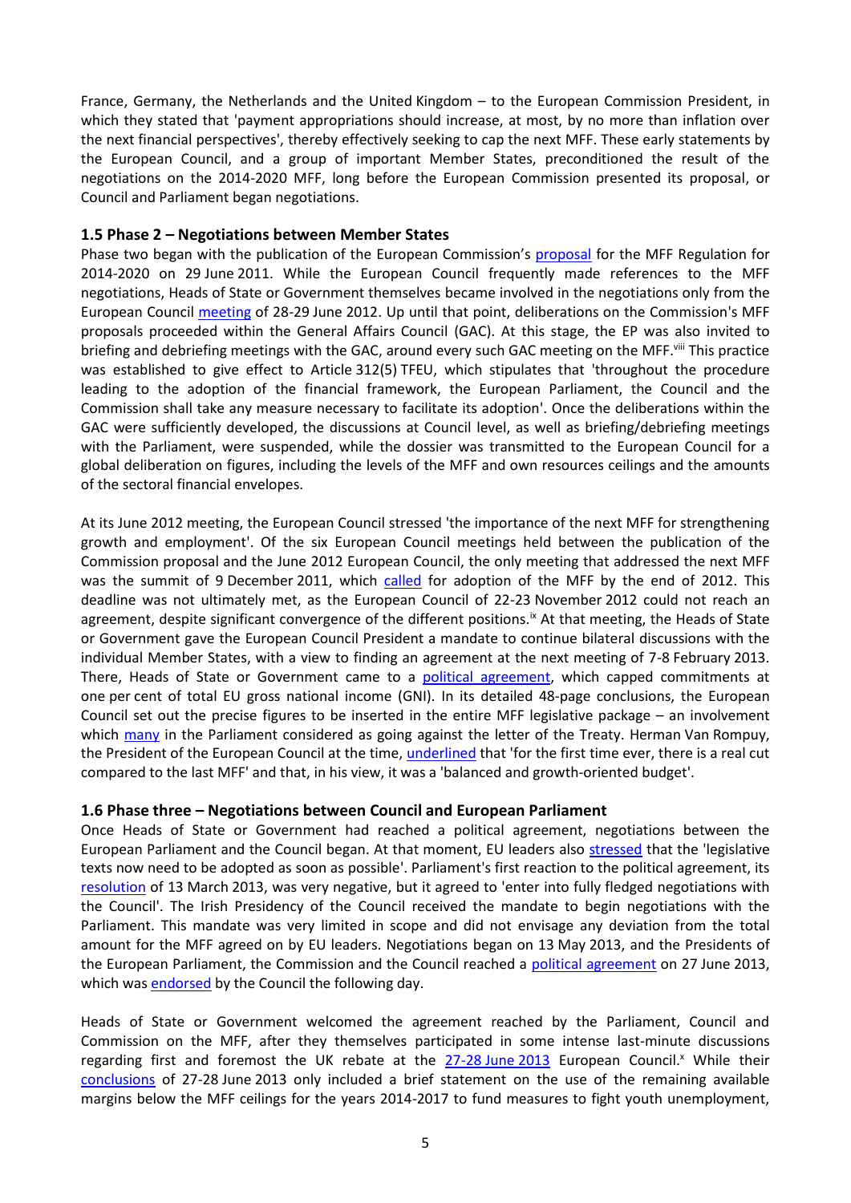France, Germany, the Netherlands and the United Kingdom – to the European Commission President, in which they stated that 'payment appropriations should increase, at most, by no more than inflation over the next financial perspectives', thereby effectively seeking to cap the next MFF. These early statements by the European Council, and a group of important Member States, preconditioned the result of the negotiations on the 2014-2020 MFF, long before the European Commission presented its proposal, or Council and Parliament began negotiations.

### 1.5 Phase 2 – Negotiations between Member States

Phase two began with the publication of the European Commission's proposal for the MFF Regulation for 2014-2020 on 29 June 2011. While the European Council frequently made references to the MFF negotiations, Heads of State or Government themselves became involved in the negotiations only from the European Council meeting of 28-29 June 2012. Up until that point, deliberations on the Commission's MFF proposals proceeded within the General Affairs Council (GAC). At this stage, the EP was also invited to briefing and debriefing meetings with the GAC, around every such GAC meeting on the MFF.[viii] This practice was established to give effect to Article 312(5) TFEU, which stipulates that 'throughout the procedure leading to the adoption of the financial framework, the European Parliament, the Council and the Commission shall take any measure necessary to facilitate its adoption'. Once the deliberations within the GAC were sufficiently developed, the discussions at Council level, as well as briefing/debriefing meetings with the Parliament, were suspended, while the dossier was transmitted to the European Council for a global deliberation on figures, including the levels of the MFF and own resources ceilings and the amounts of the sectoral financial envelopes.

At its June 2012 meeting, the European Council stressed 'the importance of the next MFF for strengthening growth and employment'. Of the six European Council meetings held between the publication of the Commission proposal and the June 2012 European Council, the only meeting that addressed the next MFF was the summit of 9 December 2011, which called for adoption of the MFF by the end of 2012. This deadline was not ultimately met, as the European Council of 22-23 November 2012 could not reach an agreement, despite significant convergence of the different positions.[ix] At that meeting, the Heads of State or Government gave the European Council President a mandate to continue bilateral discussions with the individual Member States, with a view to finding an agreement at the next meeting of 7-8 February 2013. There, Heads of State or Government came to a political agreement, which capped commitments at one per cent of total EU gross national income (GNI). In its detailed 48-page conclusions, the European Council set out the precise figures to be inserted in the entire MFF legislative package – an involvement which many in the Parliament considered as going against the letter of the Treaty. Herman Van Rompuy, the President of the European Council at the time, underlined that 'for the first time ever, there is a real cut compared to the last MFF' and that, in his view, it was a 'balanced and growth-oriented budget'.

### 1.6 Phase three – Negotiations between Council and European Parliament

Once Heads of State or Government had reached a political agreement, negotiations between the European Parliament and the Council began. At that moment, EU leaders also stressed that the 'legislative texts now need to be adopted as soon as possible'. Parliament's first reaction to the political agreement, its resolution of 13 March 2013, was very negative, but it agreed to 'enter into fully fledged negotiations with the Council'. The Irish Presidency of the Council received the mandate to begin negotiations with the Parliament. This mandate was very limited in scope and did not envisage any deviation from the total amount for the MFF agreed on by EU leaders. Negotiations began on 13 May 2013, and the Presidents of the European Parliament, the Commission and the Council reached a political agreement on 27 June 2013, which was endorsed by the Council the following day.

Heads of State or Government welcomed the agreement reached by the Parliament, Council and Commission on the MFF, after they themselves participated in some intense last-minute discussions regarding first and foremost the UK rebate at the 27-28 June 2013 European Council.[x] While their conclusions of 27-28 June 2013 only included a brief statement on the use of the remaining available margins below the MFF ceilings for the years 2014-2017 to fund measures to fight youth unemployment,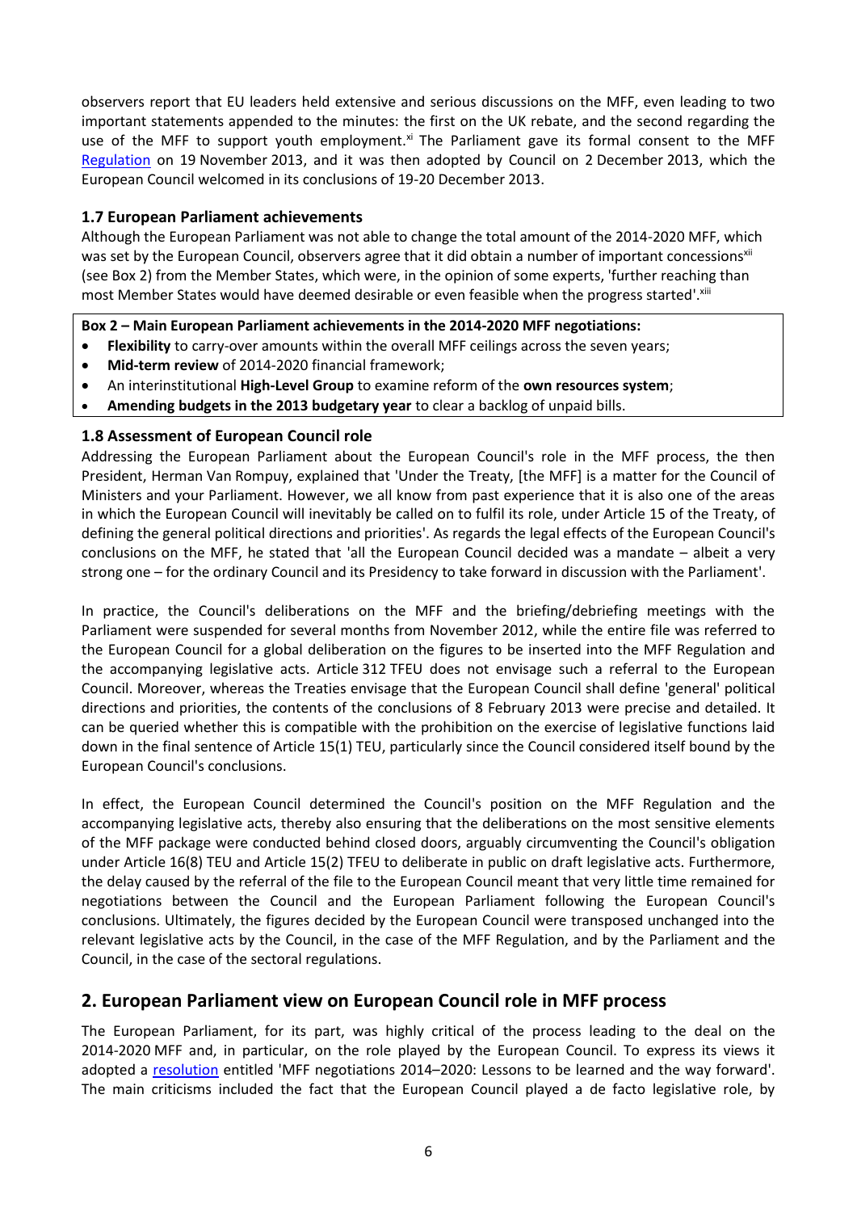observers report that EU leaders held extensive and serious discussions on the MFF, even leading to two important statements appended to the minutes: the first on the UK rebate, and the second regarding the use of the MFF to support youth employment.[xi] The Parliament gave its formal consent to the MFF Regulation on 19 November 2013, and it was then adopted by Council on 2 December 2013, which the European Council welcomed in its conclusions of 19-20 December 2013.

### 1.7 European Parliament achievements

Although the European Parliament was not able to change the total amount of the 2014-2020 MFF, which was set by the European Council, observers agree that it did obtain a number of important concessions[xii] (see Box 2) from the Member States, which were, in the opinion of some experts, 'further reaching than most Member States would have deemed desirable or even feasible when the progress started'.[xiii]

**Box 2 – Main European Parliament achievements in the 2014-2020 MFF negotiations:**

- **Flexibility** to carry-over amounts within the overall MFF ceilings across the seven years;
- **Mid-term review** of 2014-2020 financial framework;
- An interinstitutional **High-Level Group** to examine reform of the **own resources system**;
- **Amending budgets in the 2013 budgetary year** to clear a backlog of unpaid bills.

### 1.8 Assessment of European Council role

Addressing the European Parliament about the European Council's role in the MFF process, the then President, Herman Van Rompuy, explained that 'Under the Treaty, [the MFF] is a matter for the Council of Ministers and your Parliament. However, we all know from past experience that it is also one of the areas in which the European Council will inevitably be called on to fulfil its role, under Article 15 of the Treaty, of defining the general political directions and priorities'. As regards the legal effects of the European Council's conclusions on the MFF, he stated that 'all the European Council decided was a mandate – albeit a very strong one – for the ordinary Council and its Presidency to take forward in discussion with the Parliament'.

In practice, the Council's deliberations on the MFF and the briefing/debriefing meetings with the Parliament were suspended for several months from November 2012, while the entire file was referred to the European Council for a global deliberation on the figures to be inserted into the MFF Regulation and the accompanying legislative acts. Article 312 TFEU does not envisage such a referral to the European Council. Moreover, whereas the Treaties envisage that the European Council shall define 'general' political directions and priorities, the contents of the conclusions of 8 February 2013 were precise and detailed. It can be queried whether this is compatible with the prohibition on the exercise of legislative functions laid down in the final sentence of Article 15(1) TEU, particularly since the Council considered itself bound by the European Council's conclusions.

In effect, the European Council determined the Council's position on the MFF Regulation and the accompanying legislative acts, thereby also ensuring that the deliberations on the most sensitive elements of the MFF package were conducted behind closed doors, arguably circumventing the Council's obligation under Article 16(8) TEU and Article 15(2) TFEU to deliberate in public on draft legislative acts. Furthermore, the delay caused by the referral of the file to the European Council meant that very little time remained for negotiations between the Council and the European Parliament following the European Council's conclusions. Ultimately, the figures decided by the European Council were transposed unchanged into the relevant legislative acts by the Council, in the case of the MFF Regulation, and by the Parliament and the Council, in the case of the sectoral regulations.

## 2. European Parliament view on European Council role in MFF process

The European Parliament, for its part, was highly critical of the process leading to the deal on the 2014-2020 MFF and, in particular, on the role played by the European Council. To express its views it adopted a resolution entitled 'MFF negotiations 2014–2020: Lessons to be learned and the way forward'. The main criticisms included the fact that the European Council played a de facto legislative role, by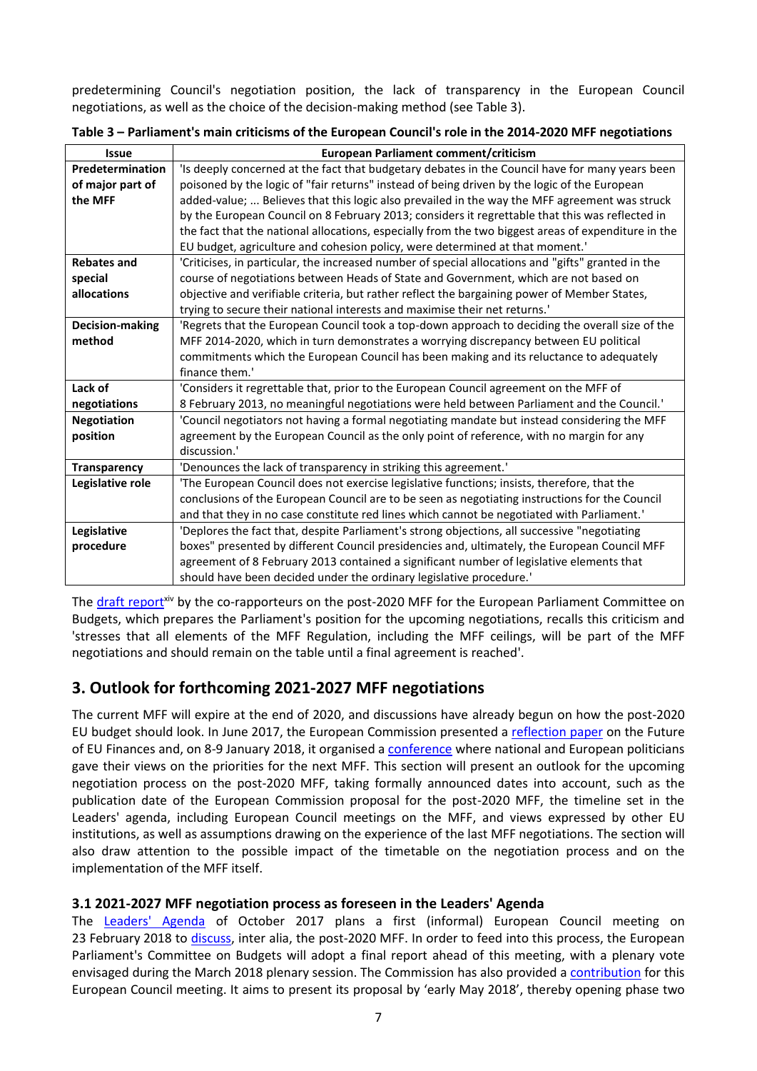predetermining Council's negotiation position, the lack of transparency in the European Council negotiations, as well as the choice of the decision-making method (see Table 3).

**Table 3 – Parliament's main criticisms of the European Council's role in the 2014-2020 MFF negotiations**

| Issue | European Parliament comment/criticism |
|---|---|
| **Predetermination of major part of the MFF** | 'Is deeply concerned at the fact that budgetary debates in the Council have for many years been poisoned by the logic of "fair returns" instead of being driven by the logic of the European added-value; ... Believes that this logic also prevailed in the way the MFF agreement was struck by the European Council on 8 February 2013; considers it regrettable that this was reflected in the fact that the national allocations, especially from the two biggest areas of expenditure in the EU budget, agriculture and cohesion policy, were determined at that moment.' |
| **Rebates and special allocations** | 'Criticises, in particular, the increased number of special allocations and "gifts" granted in the course of negotiations between Heads of State and Government, which are not based on objective and verifiable criteria, but rather reflect the bargaining power of Member States, trying to secure their national interests and maximise their net returns.' |
| **Decision-making method** | 'Regrets that the European Council took a top-down approach to deciding the overall size of the MFF 2014-2020, which in turn demonstrates a worrying discrepancy between EU political commitments which the European Council has been making and its reluctance to adequately finance them.' |
| **Lack of negotiations** | 'Considers it regrettable that, prior to the European Council agreement on the MFF of 8 February 2013, no meaningful negotiations were held between Parliament and the Council.' |
| **Negotiation position** | 'Council negotiators not having a formal negotiating mandate but instead considering the MFF agreement by the European Council as the only point of reference, with no margin for any discussion.' |
| **Transparency** | 'Denounces the lack of transparency in striking this agreement.' |
| **Legislative role** | 'The European Council does not exercise legislative functions; insists, therefore, that the conclusions of the European Council are to be seen as negotiating instructions for the Council and that they in no case constitute red lines which cannot be negotiated with Parliament.' |
| **Legislative procedure** | 'Deplores the fact that, despite Parliament's strong objections, all successive "negotiating boxes" presented by different Council presidencies and, ultimately, the European Council MFF agreement of 8 February 2013 contained a significant number of legislative elements that should have been decided under the ordinary legislative procedure.' |

The draft report[xiv] by the co-rapporteurs on the post-2020 MFF for the European Parliament Committee on Budgets, which prepares the Parliament's position for the upcoming negotiations, recalls this criticism and 'stresses that all elements of the MFF Regulation, including the MFF ceilings, will be part of the MFF negotiations and should remain on the table until a final agreement is reached'.

## 3. Outlook for forthcoming 2021-2027 MFF negotiations

The current MFF will expire at the end of 2020, and discussions have already begun on how the post-2020 EU budget should look. In June 2017, the European Commission presented a reflection paper on the Future of EU Finances and, on 8-9 January 2018, it organised a conference where national and European politicians gave their views on the priorities for the next MFF. This section will present an outlook for the upcoming negotiation process on the post-2020 MFF, taking formally announced dates into account, such as the publication date of the European Commission proposal for the post-2020 MFF, the timeline set in the Leaders' agenda, including European Council meetings on the MFF, and views expressed by other EU institutions, as well as assumptions drawing on the experience of the last MFF negotiations. The section will also draw attention to the possible impact of the timetable on the negotiation process and on the implementation of the MFF itself.

### 3.1 2021-2027 MFF negotiation process as foreseen in the Leaders' Agenda

The Leaders' Agenda of October 2017 plans a first (informal) European Council meeting on 23 February 2018 to discuss, inter alia, the post-2020 MFF. In order to feed into this process, the European Parliament's Committee on Budgets will adopt a final report ahead of this meeting, with a plenary vote envisaged during the March 2018 plenary session. The Commission has also provided a contribution for this European Council meeting. It aims to present its proposal by 'early May 2018', thereby opening phase two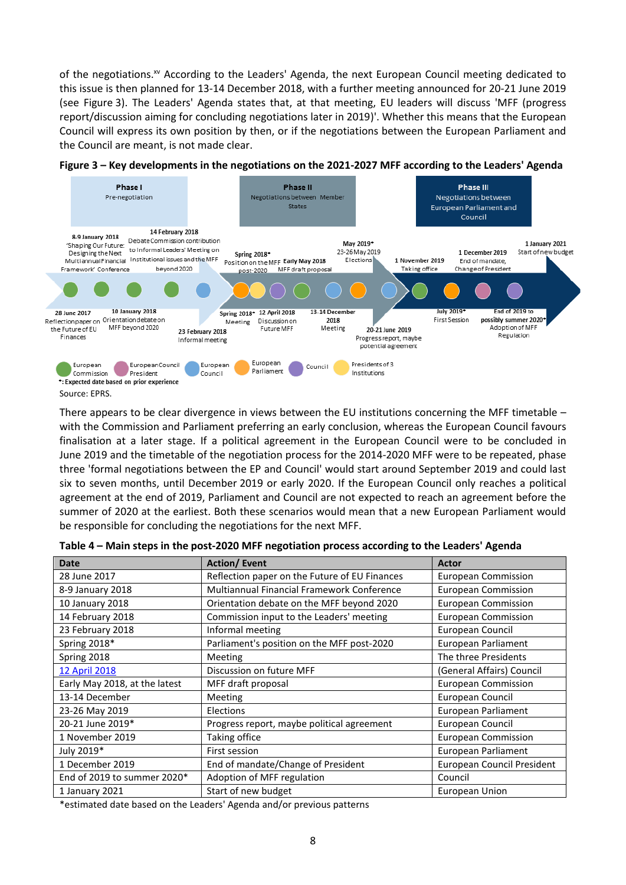of the negotiations.[xv] According to the Leaders' Agenda, the next European Council meeting dedicated to this issue is then planned for 13-14 December 2018, with a further meeting announced for 20-21 June 2019 (see Figure 3). The Leaders' Agenda states that, at that meeting, EU leaders will discuss 'MFF (progress report/discussion aiming for concluding negotiations later in 2019)'. Whether this means that the European Council will express its own position by then, or if the negotiations between the European Parliament and the Council are meant, is not made clear.

**Figure 3 – Key developments in the negotiations on the 2021-2027 MFF according to the Leaders' Agenda**

Phase I: Pre-negotiation
Phase II: Negotiations between Member States
Phase III: Negotiations between European Parliament and Council

28 June 2017: Reflection paper on the Future of EU Finances
8-9 January 2018: 'Shaping Our Future: Designing the Next Multiannual Financial Framework' Conference
10 January 2018: Orientation debate on MFF beyond 2020
14 February 2018: Debate Commission contribution to Informal Leaders' Meeting on Institutional issues and the MFF beyond 2020
23 February 2018: Informal meeting
Spring 2018*: Position on the MFF post-2020
Spring 2018*: Meeting
12 April 2018: Discussion on Future MFF
Early May 2018: MFF draft proposal
13-14 December 2018: Meeting
May 2019*: 23-26 May 2019 Elections
20-21 June 2019: Progress report, maybe potential agreement
1 November 2019: Taking office
July 2019*: First Session
1 December 2019: End of mandate, Change of President
End of 2019 to possibly summer 2020*: Adoption of MFF Regulation
1 January 2021: Start of new budget

European Commission | European Council President | European Council | European Parliament | Council | Presidents of 3 Institutions

*: Expected date based on prior experience

Source: EPRS.

There appears to be clear divergence in views between the EU institutions concerning the MFF timetable – with the Commission and Parliament preferring an early conclusion, whereas the European Council favours finalisation at a later stage. If a political agreement in the European Council were to be concluded in June 2019 and the timetable of the negotiation process for the 2014-2020 MFF were to be repeated, phase three 'formal negotiations between the EP and Council' would start around September 2019 and could last six to seven months, until December 2019 or early 2020. If the European Council only reaches a political agreement at the end of 2019, Parliament and Council are not expected to reach an agreement before the summer of 2020 at the earliest. Both these scenarios would mean that a new European Parliament would be responsible for concluding the negotiations for the next MFF.

**Table 4 – Main steps in the post-2020 MFF negotiation process according to the Leaders' Agenda**

| Date | Action/ Event | Actor |
|---|---|---|
| 28 June 2017 | Reflection paper on the Future of EU Finances | European Commission |
| 8-9 January 2018 | Multiannual Financial Framework Conference | European Commission |
| 10 January 2018 | Orientation debate on the MFF beyond 2020 | European Commission |
| 14 February 2018 | Commission input to the Leaders' meeting | European Commission |
| 23 February 2018 | Informal meeting | European Council |
| Spring 2018* | Parliament's position on the MFF post-2020 | European Parliament |
| Spring 2018 | Meeting | The three Presidents |
| 12 April 2018 | Discussion on future MFF | (General Affairs) Council |
| Early May 2018, at the latest | MFF draft proposal | European Commission |
| 13-14 December | Meeting | European Council |
| 23-26 May 2019 | Elections | European Parliament |
| 20-21 June 2019* | Progress report, maybe political agreement | European Council |
| 1 November 2019 | Taking office | European Commission |
| July 2019* | First session | European Parliament |
| 1 December 2019 | End of mandate/Change of President | European Council President |
| End of 2019 to summer 2020* | Adoption of MFF regulation | Council |
| 1 January 2021 | Start of new budget | European Union |

*estimated date based on the Leaders' Agenda and/or previous patterns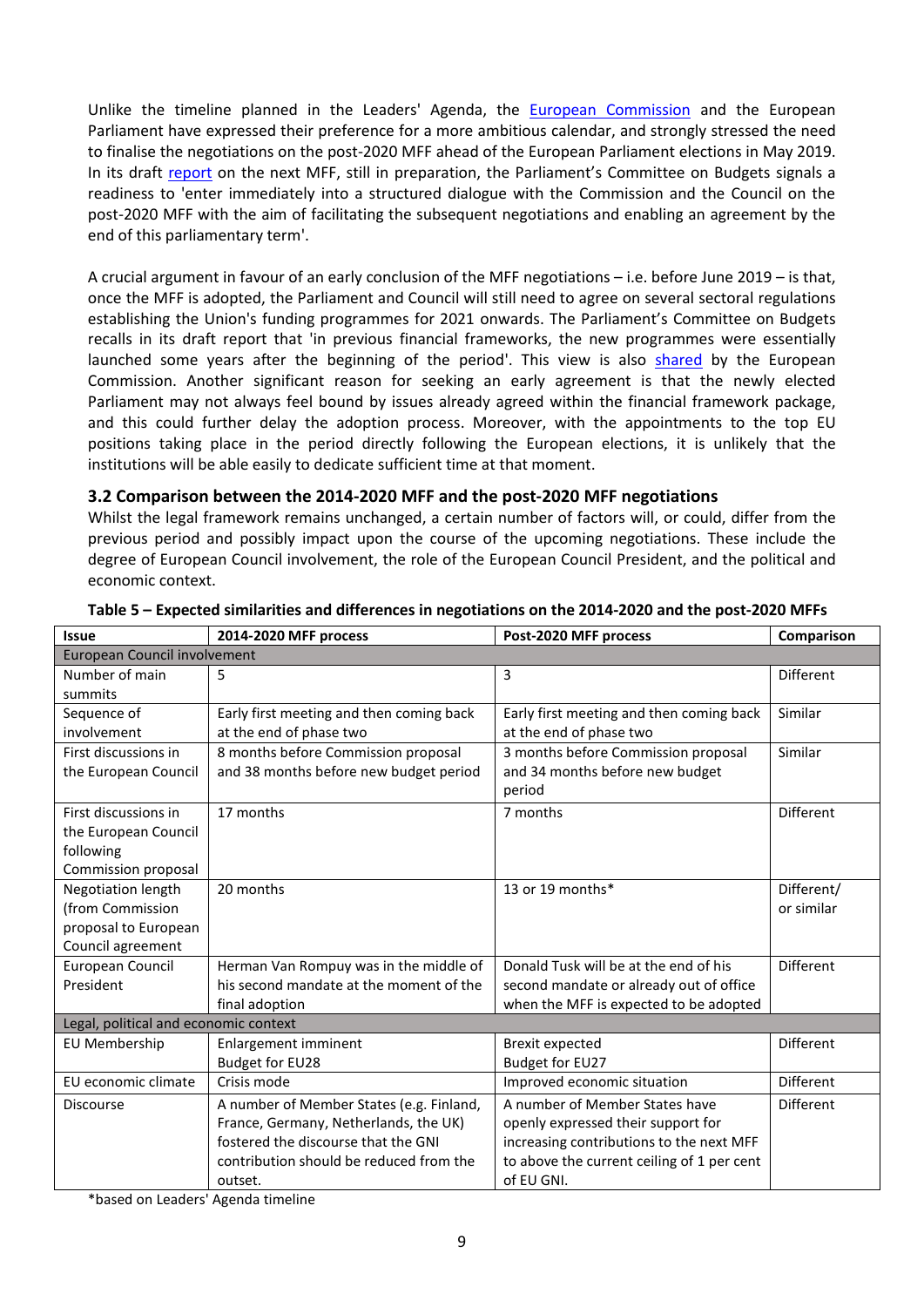Unlike the timeline planned in the Leaders' Agenda, the European Commission and the European Parliament have expressed their preference for a more ambitious calendar, and strongly stressed the need to finalise the negotiations on the post-2020 MFF ahead of the European Parliament elections in May 2019. In its draft report on the next MFF, still in preparation, the Parliament's Committee on Budgets signals a readiness to 'enter immediately into a structured dialogue with the Commission and the Council on the post-2020 MFF with the aim of facilitating the subsequent negotiations and enabling an agreement by the end of this parliamentary term'.

A crucial argument in favour of an early conclusion of the MFF negotiations – i.e. before June 2019 – is that, once the MFF is adopted, the Parliament and Council will still need to agree on several sectoral regulations establishing the Union's funding programmes for 2021 onwards. The Parliament's Committee on Budgets recalls in its draft report that 'in previous financial frameworks, the new programmes were essentially launched some years after the beginning of the period'. This view is also shared by the European Commission. Another significant reason for seeking an early agreement is that the newly elected Parliament may not always feel bound by issues already agreed within the financial framework package, and this could further delay the adoption process. Moreover, with the appointments to the top EU positions taking place in the period directly following the European elections, it is unlikely that the institutions will be able easily to dedicate sufficient time at that moment.

### 3.2 Comparison between the 2014-2020 MFF and the post-2020 MFF negotiations

Whilst the legal framework remains unchanged, a certain number of factors will, or could, differ from the previous period and possibly impact upon the course of the upcoming negotiations. These include the degree of European Council involvement, the role of the European Council President, and the political and economic context.

**Table 5 – Expected similarities and differences in negotiations on the 2014-2020 and the post-2020 MFFs**

| Issue | 2014-2020 MFF process | Post-2020 MFF process | Comparison |
|---|---|---|---|
| European Council involvement | | | |
| Number of main summits | 5 | 3 | Different |
| Sequence of involvement | Early first meeting and then coming back at the end of phase two | Early first meeting and then coming back at the end of phase two | Similar |
| First discussions in the European Council | 8 months before Commission proposal and 38 months before new budget period | 3 months before Commission proposal and 34 months before new budget period | Similar |
| First discussions in the European Council following Commission proposal | 17 months | 7 months | Different |
| Negotiation length (from Commission proposal to European Council agreement | 20 months | 13 or 19 months* | Different/ or similar |
| European Council President | Herman Van Rompuy was in the middle of his second mandate at the moment of the final adoption | Donald Tusk will be at the end of his second mandate or already out of office when the MFF is expected to be adopted | Different |
| Legal, political and economic context | | | |
| EU Membership | Enlargement imminent<br>Budget for EU28 | Brexit expected<br>Budget for EU27 | Different |
| EU economic climate | Crisis mode | Improved economic situation | Different |
| Discourse | A number of Member States (e.g. Finland, France, Germany, Netherlands, the UK) fostered the discourse that the GNI contribution should be reduced from the outset. | A number of Member States have openly expressed their support for increasing contributions to the next MFF to above the current ceiling of 1 per cent of EU GNI. | Different |

*based on Leaders' Agenda timeline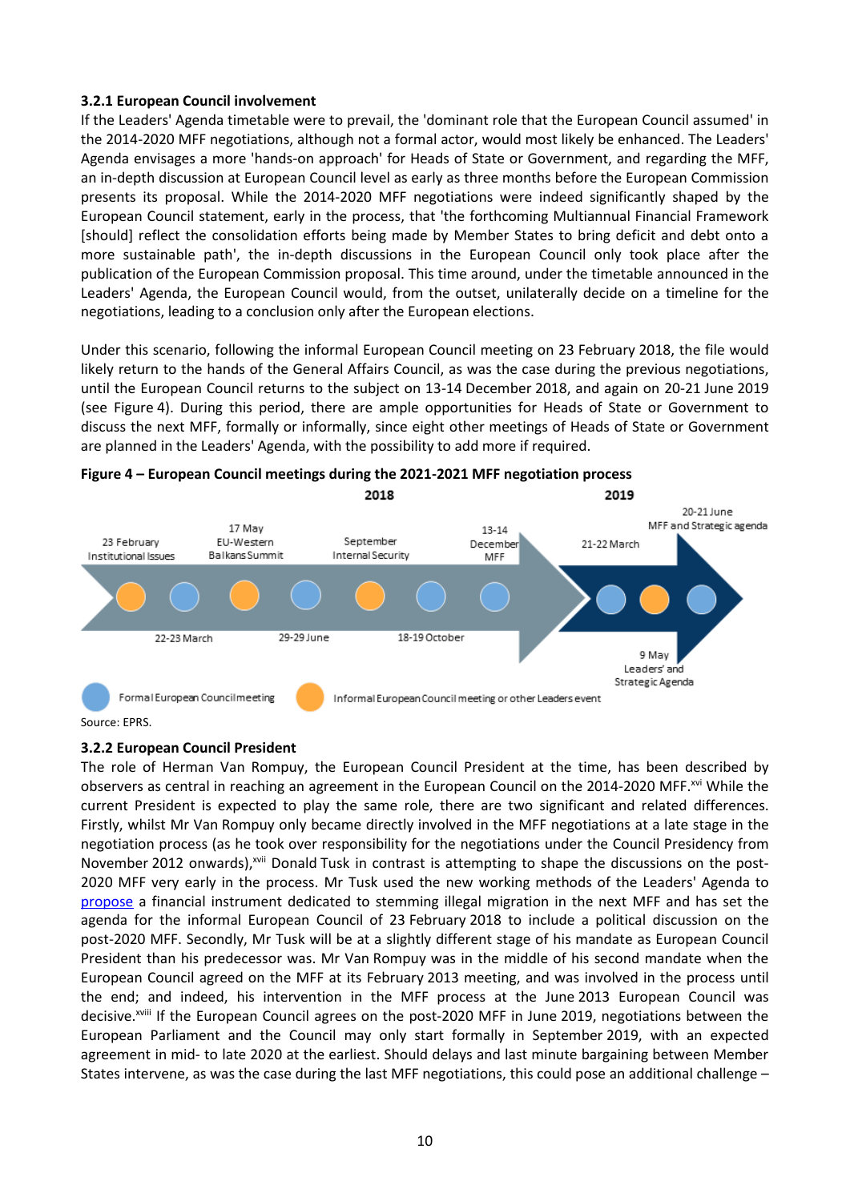### 3.2.1 European Council involvement

If the Leaders' Agenda timetable were to prevail, the 'dominant role that the European Council assumed' in the 2014-2020 MFF negotiations, although not a formal actor, would most likely be enhanced. The Leaders' Agenda envisages a more 'hands-on approach' for Heads of State or Government, and regarding the MFF, an in-depth discussion at European Council level as early as three months before the European Commission presents its proposal. While the 2014-2020 MFF negotiations were indeed significantly shaped by the European Council statement, early in the process, that 'the forthcoming Multiannual Financial Framework [should] reflect the consolidation efforts being made by Member States to bring deficit and debt onto a more sustainable path', the in-depth discussions in the European Council only took place after the publication of the European Commission proposal. This time around, under the timetable announced in the Leaders' Agenda, the European Council would, from the outset, unilaterally decide on a timeline for the negotiations, leading to a conclusion only after the European elections.

Under this scenario, following the informal European Council meeting on 23 February 2018, the file would likely return to the hands of the General Affairs Council, as was the case during the previous negotiations, until the European Council returns to the subject on 13-14 December 2018, and again on 20-21 June 2019 (see Figure 4). During this period, there are ample opportunities for Heads of State or Government to discuss the next MFF, formally or informally, since eight other meetings of Heads of State or Government are planned in the Leaders' Agenda, with the possibility to add more if required.

**Figure 4 – European Council meetings during the 2021-2021 MFF negotiation process**

2018: 23 February – Institutional Issues; 22-23 March; 17 May – EU-Western Balkans Summit; 29-29 June; September – Internal Security; 18-19 October; 13-14 December – MFF

2019: 21-22 March; 9 May – Leaders' and Strategic Agenda; 20-21 June – MFF and Strategic agenda

Formal European Council meeting — Informal European Council meeting or other Leaders event

Source: EPRS.

### 3.2.2 European Council President

The role of Herman Van Rompuy, the European Council President at the time, has been described by observers as central in reaching an agreement in the European Council on the 2014-2020 MFF.[xvi] While the current President is expected to play the same role, there are two significant and related differences. Firstly, whilst Mr Van Rompuy only became directly involved in the MFF negotiations at a late stage in the negotiation process (as he took over responsibility for the negotiations under the Council Presidency from November 2012 onwards),[xvii] Donald Tusk in contrast is attempting to shape the discussions on the post-2020 MFF very early in the process. Mr Tusk used the new working methods of the Leaders' Agenda to propose a financial instrument dedicated to stemming illegal migration in the next MFF and has set the agenda for the informal European Council of 23 February 2018 to include a political discussion on the post-2020 MFF. Secondly, Mr Tusk will be at a slightly different stage of his mandate as European Council President than his predecessor was. Mr Van Rompuy was in the middle of his second mandate when the European Council agreed on the MFF at its February 2013 meeting, and was involved in the process until the end; and indeed, his intervention in the MFF process at the June 2013 European Council was decisive.[xviii] If the European Council agrees on the post-2020 MFF in June 2019, negotiations between the European Parliament and the Council may only start formally in September 2019, with an expected agreement in mid- to late 2020 at the earliest. Should delays and last minute bargaining between Member States intervene, as was the case during the last MFF negotiations, this could pose an additional challenge –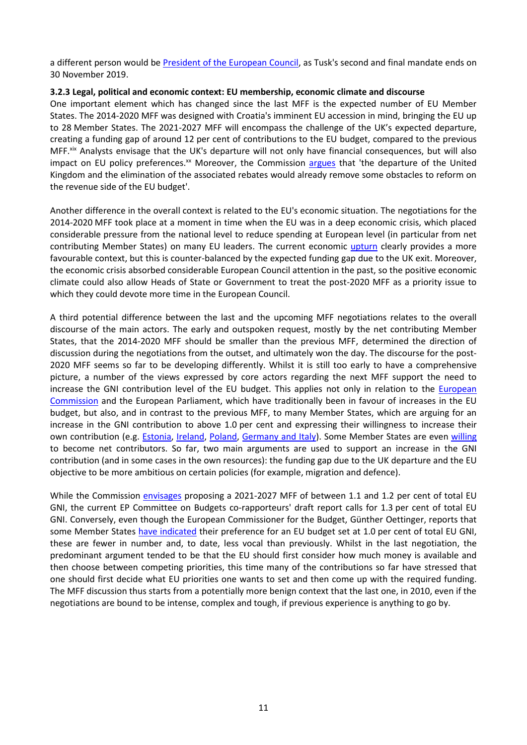a different person would be President of the European Council, as Tusk's second and final mandate ends on 30 November 2019.

### 3.2.3 Legal, political and economic context: EU membership, economic climate and discourse

One important element which has changed since the last MFF is the expected number of EU Member States. The 2014-2020 MFF was designed with Croatia's imminent EU accession in mind, bringing the EU up to 28 Member States. The 2021-2027 MFF will encompass the challenge of the UK's expected departure, creating a funding gap of around 12 per cent of contributions to the EU budget, compared to the previous MFF.[xix] Analysts envisage that the UK's departure will not only have financial consequences, but will also impact on EU policy preferences.[xx] Moreover, the Commission argues that 'the departure of the United Kingdom and the elimination of the associated rebates would already remove some obstacles to reform on the revenue side of the EU budget'.

Another difference in the overall context is related to the EU's economic situation. The negotiations for the 2014-2020 MFF took place at a moment in time when the EU was in a deep economic crisis, which placed considerable pressure from the national level to reduce spending at European level (in particular from net contributing Member States) on many EU leaders. The current economic upturn clearly provides a more favourable context, but this is counter-balanced by the expected funding gap due to the UK exit. Moreover, the economic crisis absorbed considerable European Council attention in the past, so the positive economic climate could also allow Heads of State or Government to treat the post-2020 MFF as a priority issue to which they could devote more time in the European Council.

A third potential difference between the last and the upcoming MFF negotiations relates to the overall discourse of the main actors. The early and outspoken request, mostly by the net contributing Member States, that the 2014-2020 MFF should be smaller than the previous MFF, determined the direction of discussion during the negotiations from the outset, and ultimately won the day. The discourse for the post-2020 MFF seems so far to be developing differently. Whilst it is still too early to have a comprehensive picture, a number of the views expressed by core actors regarding the next MFF support the need to increase the GNI contribution level of the EU budget. This applies not only in relation to the European Commission and the European Parliament, which have traditionally been in favour of increases in the EU budget, but also, and in contrast to the previous MFF, to many Member States, which are arguing for an increase in the GNI contribution to above 1.0 per cent and expressing their willingness to increase their own contribution (e.g. Estonia, Ireland, Poland, Germany and Italy). Some Member States are even willing to become net contributors. So far, two main arguments are used to support an increase in the GNI contribution (and in some cases in the own resources): the funding gap due to the UK departure and the EU objective to be more ambitious on certain policies (for example, migration and defence).

While the Commission envisages proposing a 2021-2027 MFF of between 1.1 and 1.2 per cent of total EU GNI, the current EP Committee on Budgets co-rapporteurs' draft report calls for 1.3 per cent of total EU GNI. Conversely, even though the European Commissioner for the Budget, Günther Oettinger, reports that some Member States have indicated their preference for an EU budget set at 1.0 per cent of total EU GNI, these are fewer in number and, to date, less vocal than previously. Whilst in the last negotiation, the predominant argument tended to be that the EU should first consider how much money is available and then choose between competing priorities, this time many of the contributions so far have stressed that one should first decide what EU priorities one wants to set and then come up with the required funding. The MFF discussion thus starts from a potentially more benign context that the last one, in 2010, even if the negotiations are bound to be intense, complex and tough, if previous experience is anything to go by.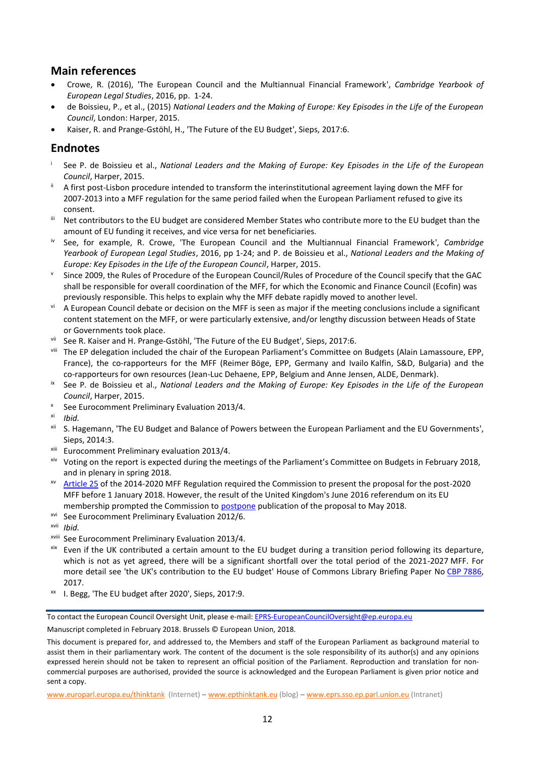## Main references

- Crowe, R. (2016), 'The European Council and the Multiannual Financial Framework', *Cambridge Yearbook of European Legal Studies*, 2016, pp. 1-24.
- de Boissieu, P., et al., (2015) *National Leaders and the Making of Europe: Key Episodes in the Life of the European Council*, London: Harper, 2015.
- Kaiser, R. and Prange-Gstöhl, H., 'The Future of the EU Budget', Sieps, 2017:6.

## Endnotes

[i] See P. de Boissieu et al., *National Leaders and the Making of Europe: Key Episodes in the Life of the European Council*, Harper, 2015.

[ii] A first post-Lisbon procedure intended to transform the interinstitutional agreement laying down the MFF for 2007-2013 into a MFF regulation for the same period failed when the European Parliament refused to give its consent.

[iii] Net contributors to the EU budget are considered Member States who contribute more to the EU budget than the amount of EU funding it receives, and vice versa for net beneficiaries.

[iv] See, for example, R. Crowe, 'The European Council and the Multiannual Financial Framework', *Cambridge Yearbook of European Legal Studies*, 2016, pp 1-24; and P. de Boissieu et al., *National Leaders and the Making of Europe: Key Episodes in the Life of the European Council*, Harper, 2015.

[v] Since 2009, the Rules of Procedure of the European Council/Rules of Procedure of the Council specify that the GAC shall be responsible for overall coordination of the MFF, for which the Economic and Finance Council (Ecofin) was previously responsible. This helps to explain why the MFF debate rapidly moved to another level.

[vi] A European Council debate or decision on the MFF is seen as major if the meeting conclusions include a significant content statement on the MFF, or were particularly extensive, and/or lengthy discussion between Heads of State or Governments took place.

[vii] See R. Kaiser and H. Prange-Gstöhl, 'The Future of the EU Budget', Sieps, 2017:6.

[viii] The EP delegation included the chair of the European Parliament's Committee on Budgets (Alain Lamassoure, EPP, France), the co-rapporteurs for the MFF (Reimer Böge, EPP, Germany and Ivailo Kalfin, S&D, Bulgaria) and the co-rapporteurs for own resources (Jean-Luc Dehaene, EPP, Belgium and Anne Jensen, ALDE, Denmark).

[ix] See P. de Boissieu et al., *National Leaders and the Making of Europe: Key Episodes in the Life of the European Council*, Harper, 2015.

[x] See Eurocomment Preliminary Evaluation 2013/4.

[xi] *Ibid.*

[xii] S. Hagemann, 'The EU Budget and Balance of Powers between the European Parliament and the EU Governments', Sieps, 2014:3.

[xiii] Eurocomment Preliminary evaluation 2013/4.

[xiv] Voting on the report is expected during the meetings of the Parliament's Committee on Budgets in February 2018, and in plenary in spring 2018.

[xv] Article 25 of the 2014-2020 MFF Regulation required the Commission to present the proposal for the post-2020 MFF before 1 January 2018. However, the result of the United Kingdom's June 2016 referendum on its EU membership prompted the Commission to postpone publication of the proposal to May 2018.

[xvi] See Eurocomment Preliminary Evaluation 2012/6.

[xvii] *Ibid.*

[xviii] See Eurocomment Preliminary Evaluation 2013/4.

[xix] Even if the UK contributed a certain amount to the EU budget during a transition period following its departure, which is not as yet agreed, there will be a significant shortfall over the total period of the 2021-2027 MFF. For more detail see 'the UK's contribution to the EU budget' House of Commons Library Briefing Paper No CBP 7886, 2017.

[xx] I. Begg, 'The EU budget after 2020', Sieps, 2017:9.

---

To contact the European Council Oversight Unit, please e-mail: EPRS-EuropeanCouncilOversight@ep.europa.eu

Manuscript completed in February 2018. Brussels © European Union, 2018.

This document is prepared for, and addressed to, the Members and staff of the European Parliament as background material to assist them in their parliamentary work. The content of the document is the sole responsibility of its author(s) and any opinions expressed herein should not be taken to represent an official position of the Parliament. Reproduction and translation for non-commercial purposes are authorised, provided the source is acknowledged and the European Parliament is given prior notice and sent a copy.

www.europarl.europa.eu/thinktank (Internet) – www.epthinktank.eu (blog) – www.eprs.sso.ep.parl.union.eu (Intranet)